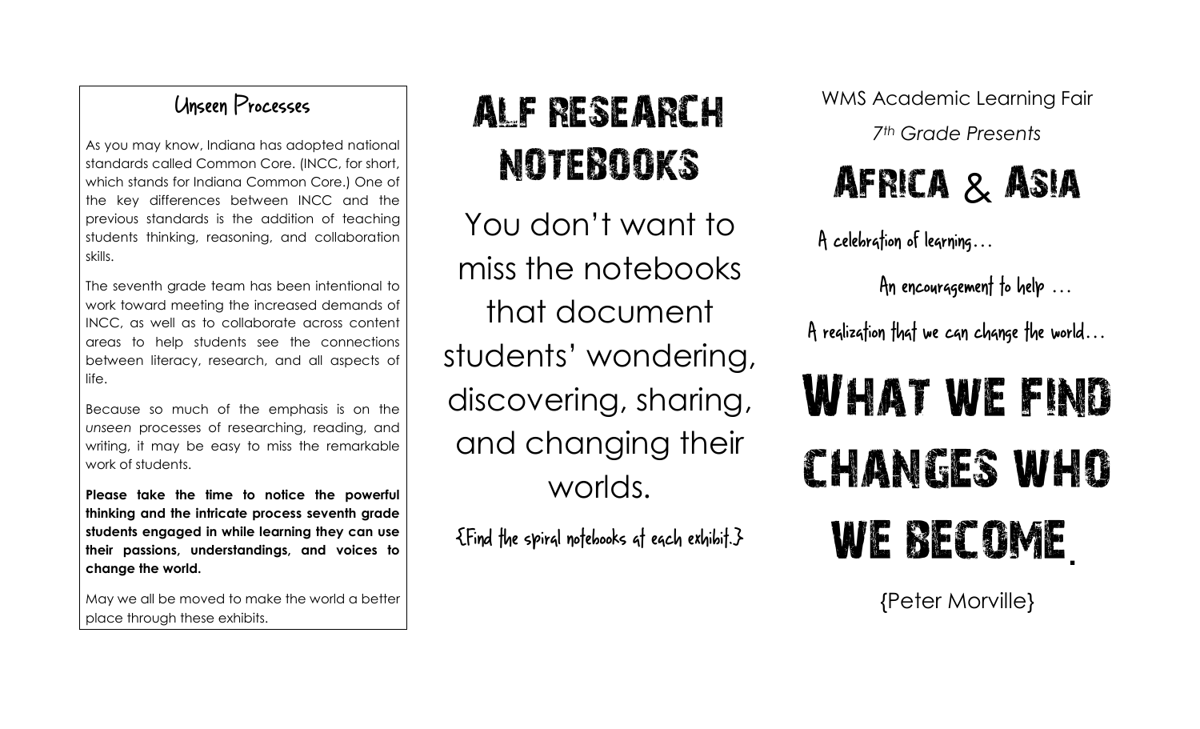## Unseen Processes

As you may know, Indiana has adopted national standards called Common Core. (INCC, for short, which stands for Indiana Common Core.) One of the key differences between INCC and the previous standards is the addition of teaching students thinking, reasoning, and collaboration skills.

The seventh grade team has been intentional to work toward meeting the increased demands of INCC, as well as to collaborate across content areas to help students see the connections between literacy, research, and all aspects of life.

Because so much of the emphasis is on the *unseen* processes of researching, reading, and writing, it may be easy to miss the remarkable work of students.

**Please take the time to notice the powerful thinking and the intricate process seventh grade students engaged in while learning they can use their passions, understandings, and voices to change the world.**

May we all be moved to make the world a better place through these exhibits.

# ALF Research Notebooks

You don't want to miss the notebooks that document students' wondering, discovering, sharing, and changing their worlds.

{Find the spiral notebooks at each exhibit.}

WMS Academic Learning Fair

*7th Grade Presents*

# Africa & Asia

A celebration of learning…

An encouragement to help …

A realization that we can change the world…

# What we find changes who we become.

{Peter Morville}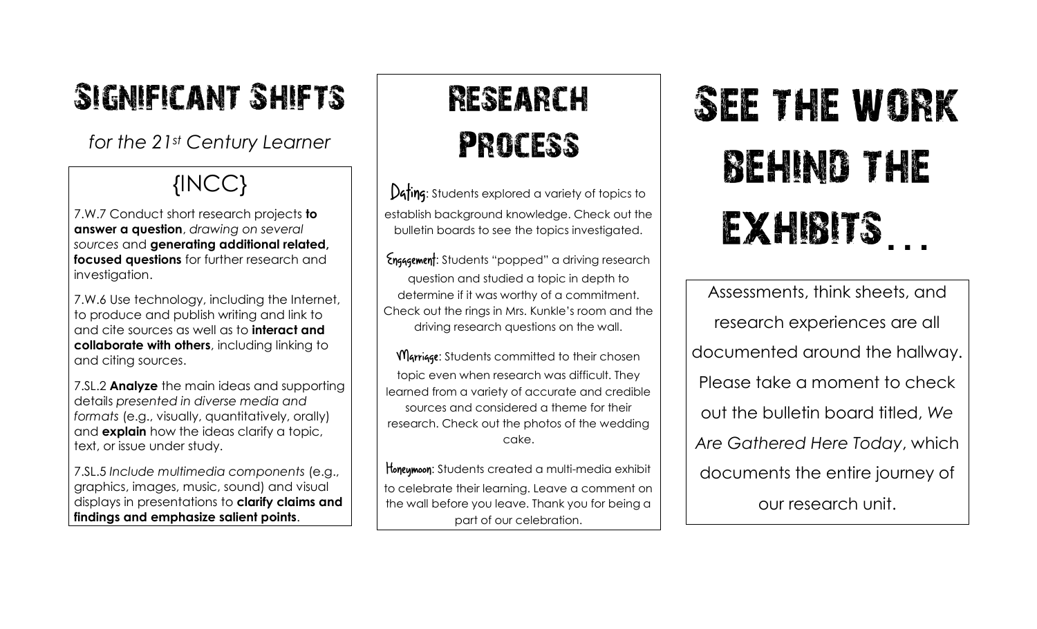# Significant Shifts

*for the 21st Century Learner*

## {INCC}

7.W.7 Conduct short research projects **to answer a question**, *drawing on several sources* and **generating additional related, focused questions** for further research and investigation.

7.W.6 Use technology, including the Internet, to produce and publish writing and link to and cite sources as well as to **interact and collaborate with others**, including linking to and citing sources.

7.SL.2 **Analyze** the main ideas and supporting details *presented in diverse media and formats* (e.g., visually, quantitatively, orally) and **explain** how the ideas clarify a topic, text, or issue under study.

7.SL.5 *Include multimedia components* (e.g., graphics, images, music, sound) and visual displays in presentations to **clarify claims and findings and emphasize salient points**.

# Research Process

**Dating**: Students explored a variety of topics to establish background knowledge. Check out the bulletin boards to see the topics investigated.

**Engagement**: Students "popped" a driving research question and studied a topic in depth to determine if it was worthy of a commitment. Check out the rings in Mrs. Kunkle's room and the driving research questions on the wall.

**Marriage**: Students committed to their chosen topic even when research was difficult. They learned from a variety of accurate and credible sources and considered a theme for their research. Check out the photos of the wedding cake.

**Honeymoon**: Students created a multi-media exhibit to celebrate their learning. Leave a comment on the wall before you leave. Thank you for being a part of our celebration.

# See the Work Behind the Exhibits…

Assessments, think sheets, and research experiences are all documented around the hallway. Please take a moment to check out the bulletin board titled, *We Are Gathered Here Today*, which documents the entire journey of our research unit.